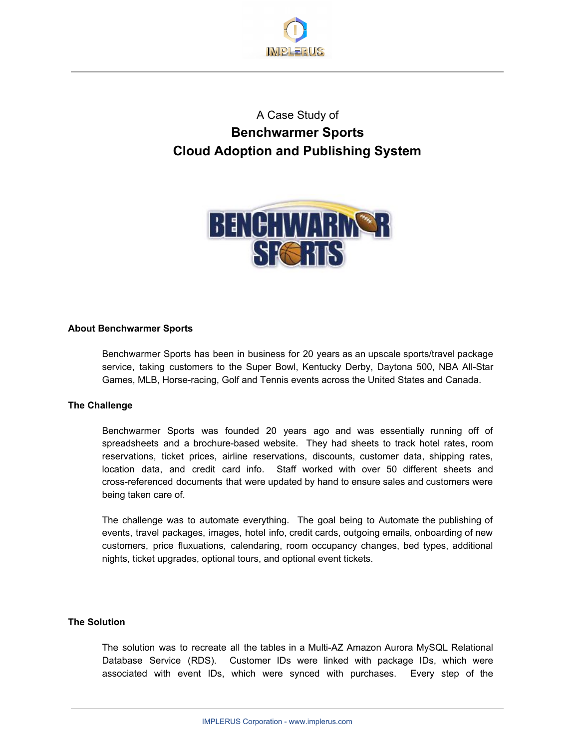A Case Study of

# Benchwarmer Sports
# Cloud Adoption and Publishing System

### About Benchwarmer Sports

Benchwarmer Sports has been in business for 20 years as an upscale sports/travel package service, taking customers to the Super Bowl, Kentucky Derby, Daytona 500, NBA All-Star Games, MLB, Horse-racing, Golf and Tennis events across the United States and Canada.

### The Challenge

Benchwarmer Sports was founded 20 years ago and was essentially running off of spreadsheets and a brochure-based website. They had sheets to track hotel rates, room reservations, ticket prices, airline reservations, discounts, customer data, shipping rates, location data, and credit card info. Staff worked with over 50 different sheets and cross-referenced documents that were updated by hand to ensure sales and customers were being taken care of.

The challenge was to automate everything. The goal being to Automate the publishing of events, travel packages, images, hotel info, credit cards, outgoing emails, onboarding of new customers, price fluxuations, calendaring, room occupancy changes, bed types, additional nights, ticket upgrades, optional tours, and optional event tickets.

### The Solution

The solution was to recreate all the tables in a Multi-AZ Amazon Aurora MySQL Relational Database Service (RDS). Customer IDs were linked with package IDs, which were associated with event IDs, which were synced with purchases. Every step of the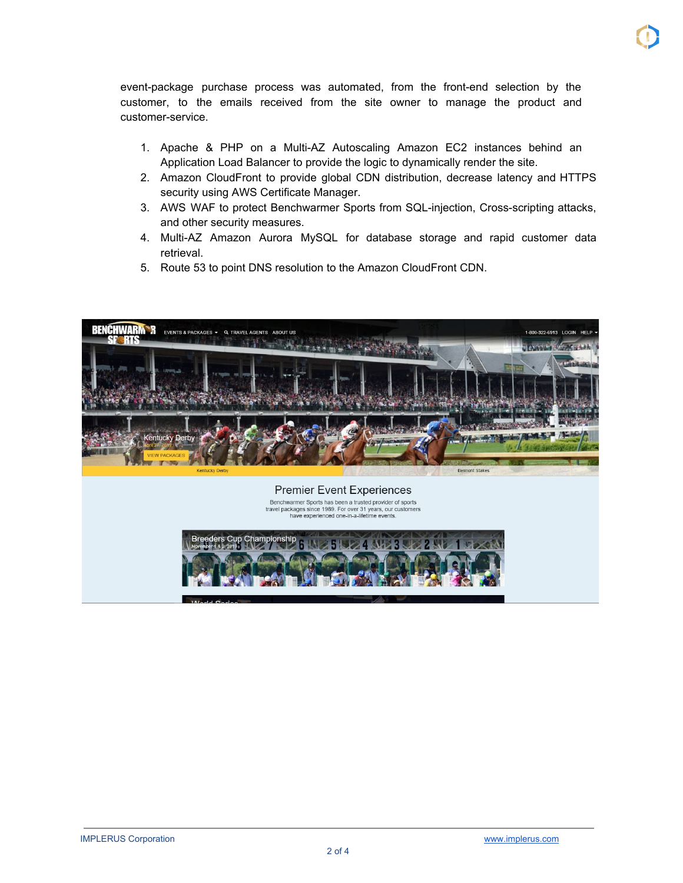event-package purchase process was automated, from the front-end selection by the customer, to the emails received from the site owner to manage the product and customer-service.

1. Apache & PHP on a Multi-AZ Autoscaling Amazon EC2 instances behind an Application Load Balancer to provide the logic to dynamically render the site.
2. Amazon CloudFront to provide global CDN distribution, decrease latency and HTTPS security using AWS Certificate Manager.
3. AWS WAF to protect Benchwarmer Sports from SQL-injection, Cross-scripting attacks, and other security measures.
4. Multi-AZ Amazon Aurora MySQL for database storage and rapid customer data retrieval.
5. Route 53 to point DNS resolution to the Amazon CloudFront CDN.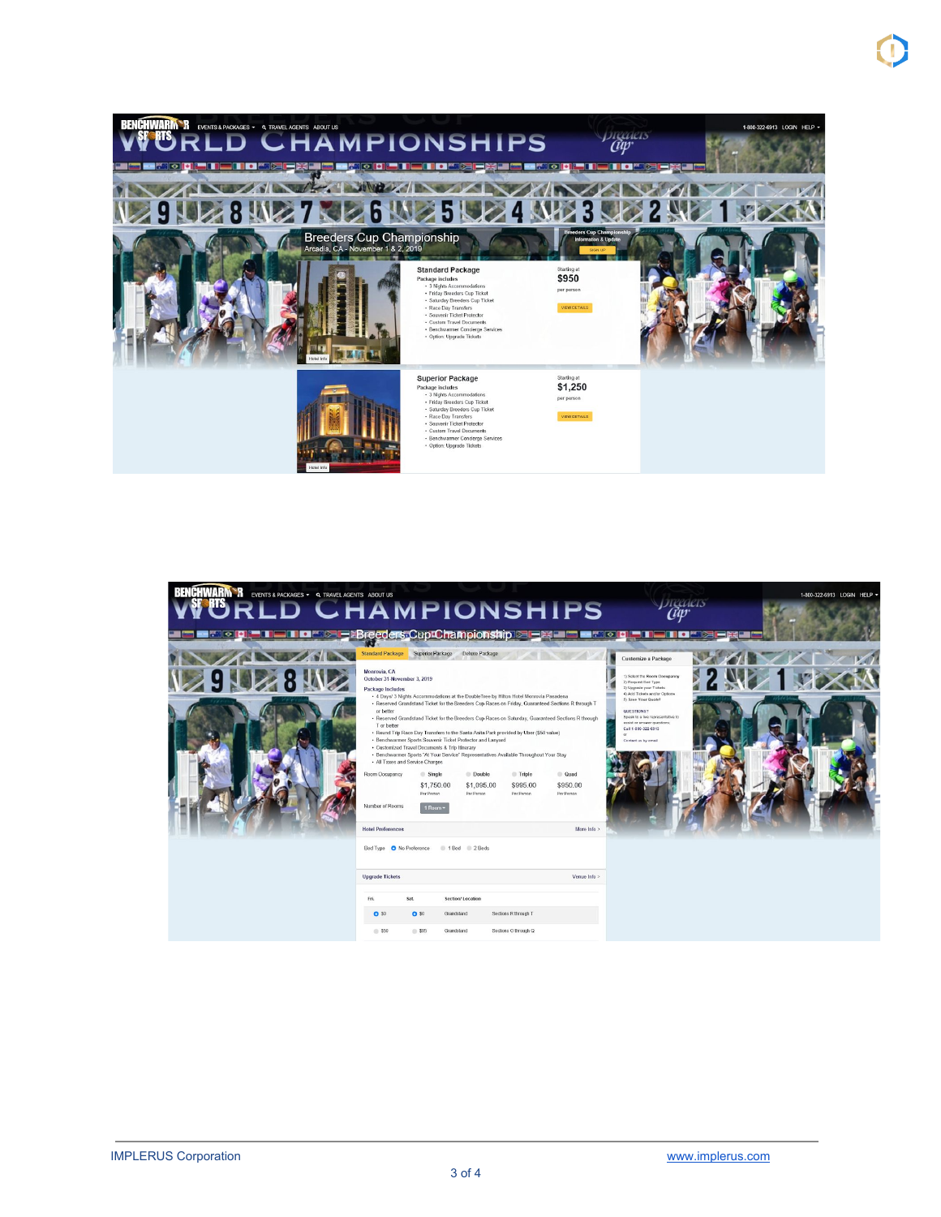BENCHWARMER SPORTS EVENTS & PACKAGES TRAVEL AGENTS ABOUT US 1-800-322-6913 LOGIN HELP

WORLD CHAMPIONSHIPS

## Breeders Cup Championship

Arcadia, CA - November 1 & 2, 2019

Breeders Cup Championship Information & Update

SIGN UP

### Standard Package

Package includes

- 3 Nights Accommodations
- Friday Breeders Cup Ticket
- Saturday Breeders Cup Ticket
- Race Day Transfers
- Souvenir Ticket Protector
- Custom Travel Documents
- Benchwarmer Concierge Services
- Option: Upgrade Tickets

Starting at **$950** per person

VIEW DETAILS

Hotel Info

### Superior Package

Package includes

- 3 Nights Accommodations
- Friday Breeders Cup Ticket
- Saturday Breeders Cup Ticket
- Race Day Transfers
- Souvenir Ticket Protector
- Custom Travel Documents
- Benchwarmer Concierge Services
- Option: Upgrade Tickets

Starting at **$1,250** per person

VIEW DETAILS

Hotel Info

---

BENCHWARMER SPORTS EVENTS & PACKAGES TRAVEL AGENTS ABOUT US 1-800-322-6913 LOGIN HELP

WORLD CHAMPIONSHIPS

## Breeders Cup Championship

Standard Package | Superior Package | Deluxe Package

Monrovia, CA

October 31-November 3, 2019

Package Includes

- 4 Days/ 3 Nights Accommodations at the DoubleTree by Hilton Hotel Monrovia Pasadena
- Reserved Grandstand Ticket for the Breeders Cup Races on Friday, Guaranteed Sections R through T or better
- Reserved Grandstand Ticket for the Breeders Cup Races on Saturday, Guaranteed Sections R through T or better
- Round Trip Race Day Transfers to the Santa Anita Park provided by Uber ($50 value)
- Benchwarmer Sports Souvenir Ticket Protector and Lanyard
- Customized Travel Documents & Trip Itinerary
- Benchwarmer Sports "At Your Service" Representatives Available Throughout Your Stay
- All Taxes and Service Charges

| Room Occupancy | Single | Double | Triple | Quad |
|---|---|---|---|---|
| | $1,750.00 Per Person | $1,095.00 Per Person | $995.00 Per Person | $950.00 Per Person |

Number of Rooms: 1 Room

Hotel Preferences — More Info >

Bed Type: No Preference / 1 Bed / 2 Beds

Upgrade Tickets — Venue Info >

| Fri. | Sat. | Section/ Location | |
|---|---|---|---|
| $0 | $0 | Grandstand | Sections R through T |
| $50 | $95 | Grandstand | Sections O through Q |

Customize a Package

1) Select the Room Occupancy
2) Request Bed Type
3) Upgrade your Tickets
4) Add Tickets and/or Options
5) Save Your Quote!

QUESTIONS?

Speak to a live representative to assist or answer questions.

Call 1-800-322-6913

or

Contact us by email

---

IMPLERUS Corporation www.implerus.com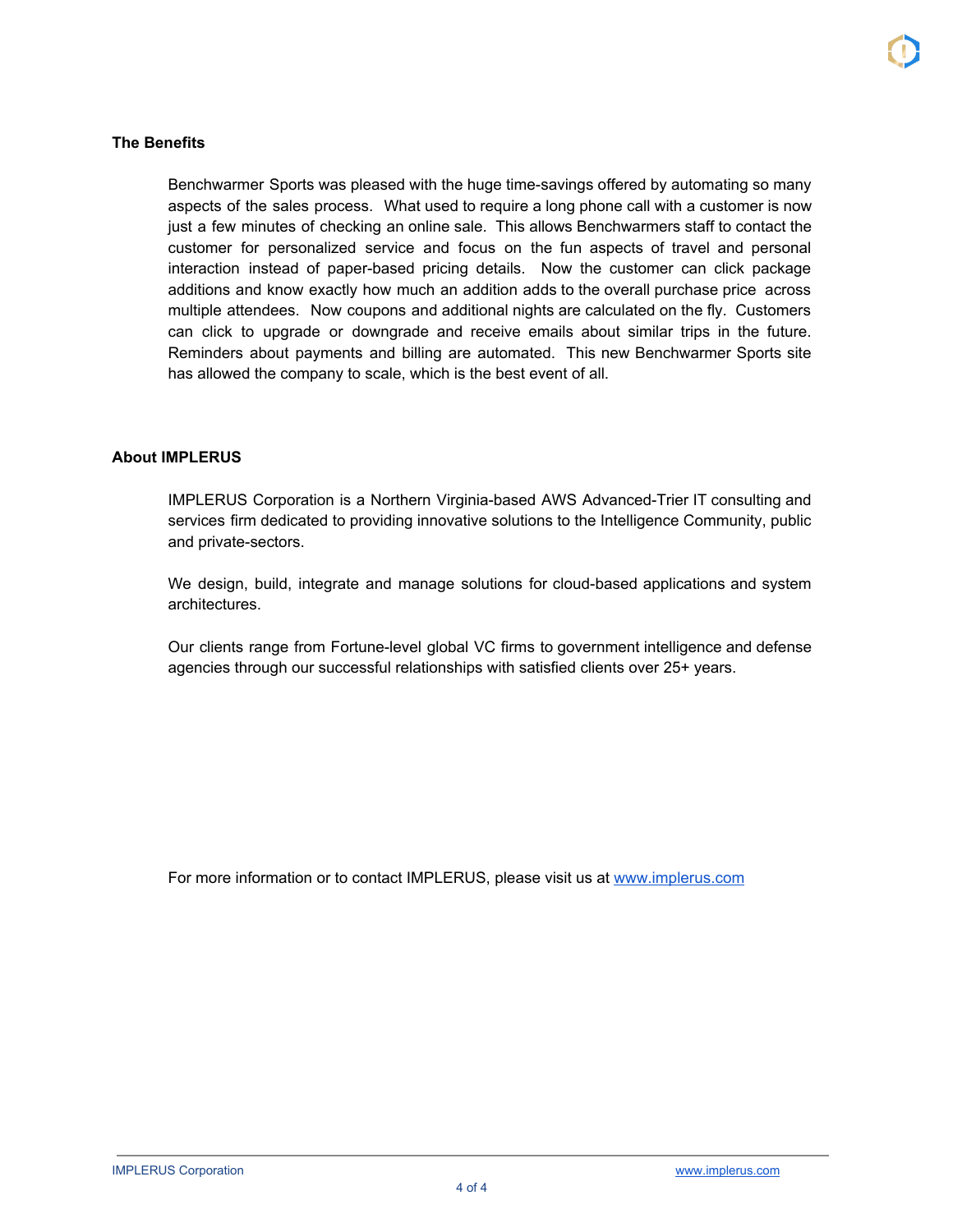## The Benefits

Benchwarmer Sports was pleased with the huge time-savings offered by automating so many aspects of the sales process. What used to require a long phone call with a customer is now just a few minutes of checking an online sale. This allows Benchwarmers staff to contact the customer for personalized service and focus on the fun aspects of travel and personal interaction instead of paper-based pricing details. Now the customer can click package additions and know exactly how much an addition adds to the overall purchase price across multiple attendees. Now coupons and additional nights are calculated on the fly. Customers can click to upgrade or downgrade and receive emails about similar trips in the future. Reminders about payments and billing are automated. This new Benchwarmer Sports site has allowed the company to scale, which is the best event of all.

## About IMPLERUS

IMPLERUS Corporation is a Northern Virginia-based AWS Advanced-Trier IT consulting and services firm dedicated to providing innovative solutions to the Intelligence Community, public and private-sectors.

We design, build, integrate and manage solutions for cloud-based applications and system architectures.

Our clients range from Fortune-level global VC firms to government intelligence and defense agencies through our successful relationships with satisfied clients over 25+ years.

For more information or to contact IMPLERUS, please visit us at [www.implerus.com](http://www.implerus.com)